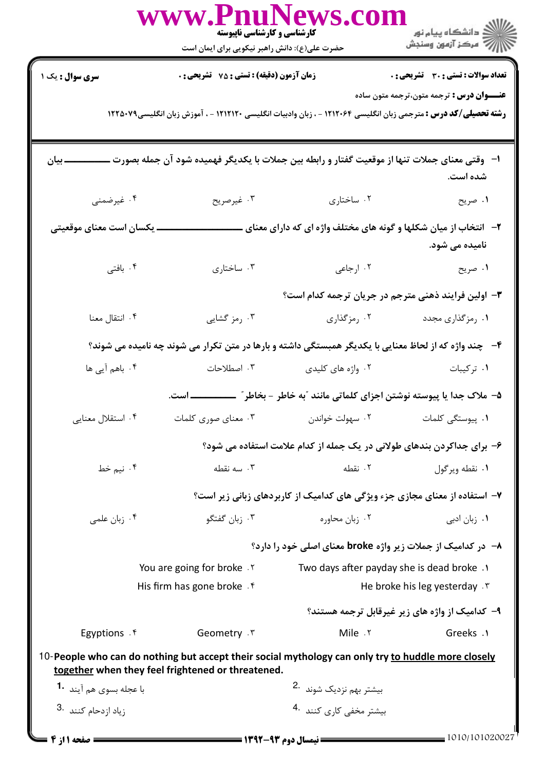**www.PnuNews.com**

**کارشناسی و کارشناسی ناپیوسته**

حضرت علی(ع): دانش راهبر نیکویی برای ایمان است

دانشگاه پیام نور
مرکز آزمون وسنجش

**سری سوال :** یک ۱ | **زمان آزمون (دقیقه) : تستی : ۷۵ تشریحی : ۰** | **تعداد سوالات : تستی : ۳۰ تشریحی : ۰**

**عنـــوان درس :** ترجمه متون،ترجمه متون ساده

**رشته تحصیلی/کد درس :** مترجمی زبان انگلیسی ۱۲۱۲۰۶۴ - ، زبان وادبیات انگلیسی ۱۲۱۲۱۲۰ - ، آموزش زبان انگلیسی۱۲۲۵۰۷۹

**۱- وقتی معنای جملات تنها از موقعیت گفتار و رابطه بین جملات با یکدیگر فهمیده شود آن جمله بصورت ــــــــــــــ بیان شده است.**

۱. صریح ۲. ساختاری ۳. غیرصریح ۴. غیرضمنی

**۲- انتخاب از میان شکلها و گونه های مختلف واژه ای که دارای معنای ــــــــــــــ یکسان است معنای موقعیتی نامیده می شود.**

۱. صریح ۲. ارجاعی ۳. ساختاری ۴. بافتی

**۳- اولین فرایند ذهنی مترجم در جریان ترجمه کدام است؟**

۱. رمزگذاری مجدد ۲. رمزگذاری ۳. رمز گشایی ۴. انتقال معنا

**۴- چند واژه که از لحاظ معنایی با یکدیگر همبستگی داشته و بارها در متن تکرار می شوند چه نامیده می شوند؟**

۱. ترکیبات ۲. واژه های کلیدی ۳. اصطلاحات ۴. باهم آیی ها

**۵- ملاک جدا یا پیوسته نوشتن اجزای کلماتی مانند "به خاطر - بخاطر" ــــــــــــــ است.**

۱. پیوستگی کلمات ۲. سهولت خواندن ۳. معنای صوری کلمات ۴. استقلال معنایی

**۶- برای جداکردن بندهای طولانی در یک جمله از کدام علامت استفاده می شود؟**

۱. نقطه ویرگول ۲. نقطه ۳. سه نقطه ۴. نیم خط

**۷- استفاده از معنای مجازی جزء ویژگی های کدامیک از کاربردهای زبانی زیر است؟**

۱. زبان ادبی ۲. زبان محاوره ۳. زبان گفتگو ۴. زبان علمی

**۸- در کدامیک از جملات زیر واژه broke معنای اصلی خود را دارد؟**

1. Two days after payday she is dead broke
2. You are going for broke
3. He broke his leg yesterday
4. His firm has gone broke

**۹- کدامیک از واژه های زیر غیرقابل ترجمه هستند؟**

1. Greeks 2. Mile 3. Geometry 4. Egyptions

**10- People who can do nothing but accept their social mythology can only try <u>to huddle more closely together</u> when they feel frightened or threatened.**

1. با عجله بسوی هم آیند
2. بیشتر بهم نزدیک شوند
3. زیاد ازدحام کنند
4. بیشتر مخفی کاری کنند

نیمسال دوم ۹۳-۱۳۹۲

1010/101020027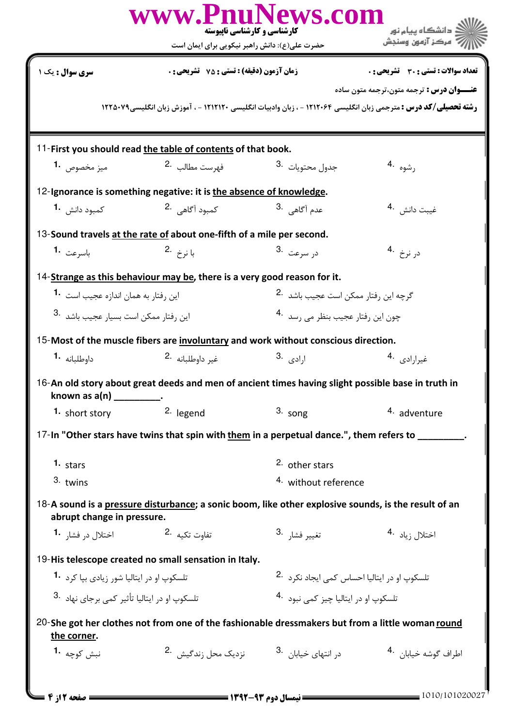**سری سوال : یک ۱** | **زمان آزمون (دقیقه) : تستی : ۷۵ تشریحی : ۰** | **تعداد سوالات : تستی : ۳۰ تشریحی : ۰**

**عنـــوان درس :** ترجمه متون،ترجمه متون ساده

**رشته تحصیلی/کد درس :** مترجمی زبان انگلیسی ۱۲۱۲۰۶۴ - ، زبان وادبیات انگلیسی ۱۲۱۲۱۲۰ - ، آموزش زبان انگلیسی۱۲۲۵۰۷۹

11-First you should read the table of contents of that book.

1. میز مخصوص
2. فهرست مطالب
3. جدول محتویات
4. رشوه

12-Ignorance is something negative: it is the absence of knowledge.

1. کمبود دانش
2. کمبود آگاهی
3. عدم آگاهی
4. غیبت دانش

13-Sound travels at the rate of about one-fifth of a mile per second.

1. باسرعت
2. با نرخ
3. در سرعت
4. در نرخ

14-Strange as this behaviour may be, there is a very good reason for it.

1. این رفتار به همان اندازه عجیب است
2. گرچه این رفتار ممکن است عجیب باشد
3. این رفتار ممکن است بسیار عجیب باشد
4. چون این رفتار عجیب بنظر می رسد

15-Most of the muscle fibers are involuntary and work without conscious direction.

1. داوطلبانه
2. غیر داوطلبانه
3. ارادی
4. غیرارادی

16-An old story about great deeds and men of ancient times having slight possible base in truth in known as a(n) _________.

1. short story
2. legend
3. song
4. adventure

17-In "Other stars have twins that spin with them in a perpetual dance.", them refers to _________.

1. stars
2. other stars
3. twins
4. without reference

18-A sound is a pressure disturbance; a sonic boom, like other explosive sounds, is the result of an abrupt change in pressure.

1. اختلال در فشار
2. تفاوت تکیه
3. تغییر فشار
4. اختلال زیاد

19-His telescope created no small sensation in Italy.

1. تلسکوپ او در ایتالیا شور زیادی بپا کرد
2. تلسکوپ او در ایتالیا احساس کمی ایجاد نکرد
3. تلسکوپ او در ایتالیا تأثیر کمی برجای نهاد
4. تلسکوپ او در ایتالیا چیز کمی نبود

20-She got her clothes not from one of the fashionable dressmakers but from a little woman round the corner.

1. نبش کوچه
2. نزدیک محل زندگیش
3. در انتهای خیابان
4. اطراف گوشه خیابان

**نیمسال دوم ۹۳-۱۳۹۲** 1010/101020027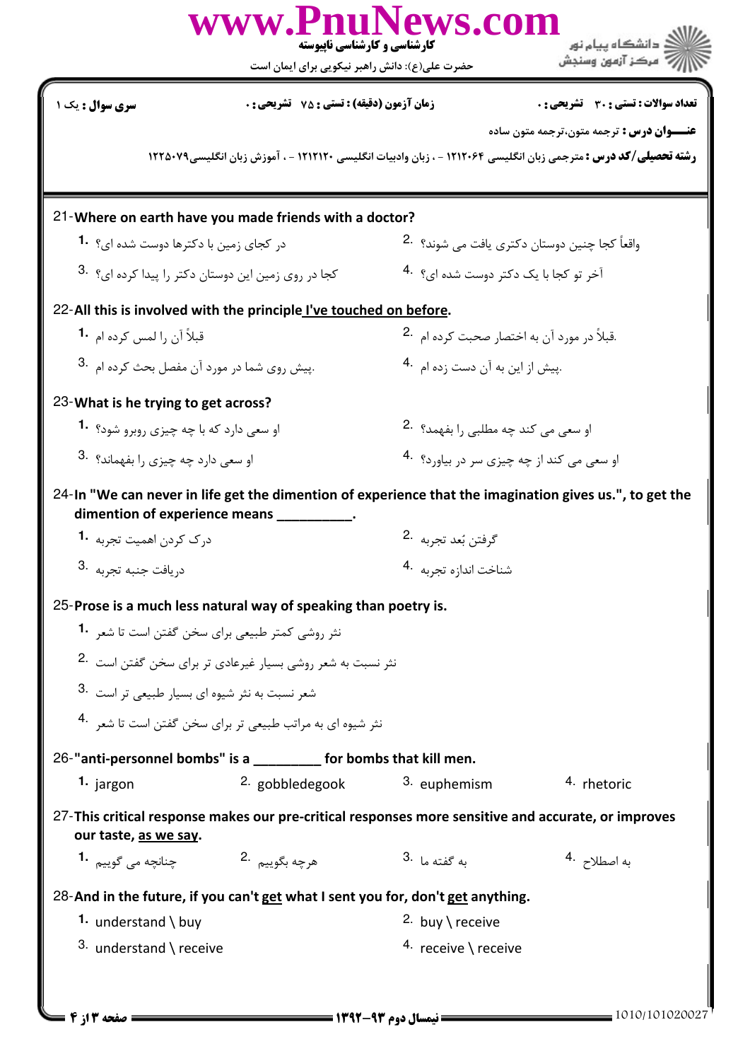تعداد سوالات : تستی : ۳۰ تشریحی : ۰ | زمان آزمون (دقیقه) : تستی : ۷۵ تشریحی : ۰ | سری سوال : یک ۱

**عنـــوان درس :** ترجمه متون،ترجمه متون ساده

**رشته تحصیلی/کد درس :** مترجمی زبان انگلیسی ۱۲۱۲۰۶۴ - ، زبان وادبیات انگلیسی ۱۲۱۲۱۲۰ - ، آموزش زبان انگلیسی۱۲۲۵۰۷۹

21-**Where on earth have you made friends with a doctor?**

1. در کجای زمین با دکترها دوست شده ای؟
2. واقعاً کجا چنین دوستان دکتری یافت می شوند؟
3. کجا در روی زمین این دوستان دکتر را پیدا کرده ای؟
4. آخر تو کجا با یک دکتر دوست شده ای؟

22-**All this is involved with the principle I've touched on before.**

1. قبلاً آن را لمس کرده ام
2. .قبلاً در مورد آن به اختصار صحبت کرده ام
3. .پیش روی شما در مورد آن مفصل بحث کرده ام
4. .پیش از این به آن دست زده ام

23-**What is he trying to get across?**

1. او سعی دارد که با چه چیزی روبرو شود؟
2. او سعی می کند چه مطلبی را بفهمد؟
3. او سعی دارد چه چیزی را بفهماند؟
4. او سعی می کند از چه چیزی سر در بیاورد؟

24-**In "We can never in life get the dimention of experience that the imagination gives us.", to get the dimention of experience means __________.**

1. درک کردن اهمیت تجربه
2. گرفتن بُعد تجربه
3. دریافت جنبه تجربه
4. شناخت اندازه تجربه

25-**Prose is a much less natural way of speaking than poetry is.**

1. نثر روشی کمتر طبیعی برای سخن گفتن است تا شعر
2. نثر نسبت به شعر روشی بسیار غیرعادی تر برای سخن گفتن است
3. شعر نسبت به نثر شیوه ای بسیار طبیعی تر است
4. نثر شیوه ای به مراتب طبیعی تر برای سخن گفتن است تا شعر

26-**"anti-personnel bombs" is a _________ for bombs that kill men.**

1. jargon
2. gobbledegook
3. euphemism
4. rhetoric

27-**This critical response makes our pre-critical responses more sensitive and accurate, or improves our taste, as we say.**

1. چنانچه می گوییم
2. هرچه بگوییم
3. به گفته ما
4. به اصطلاح

28-**And in the future, if you can't get what I sent you for, don't get anything.**

1. understand \ buy
2. buy \ receive
3. understand \ receive
4. receive \ receive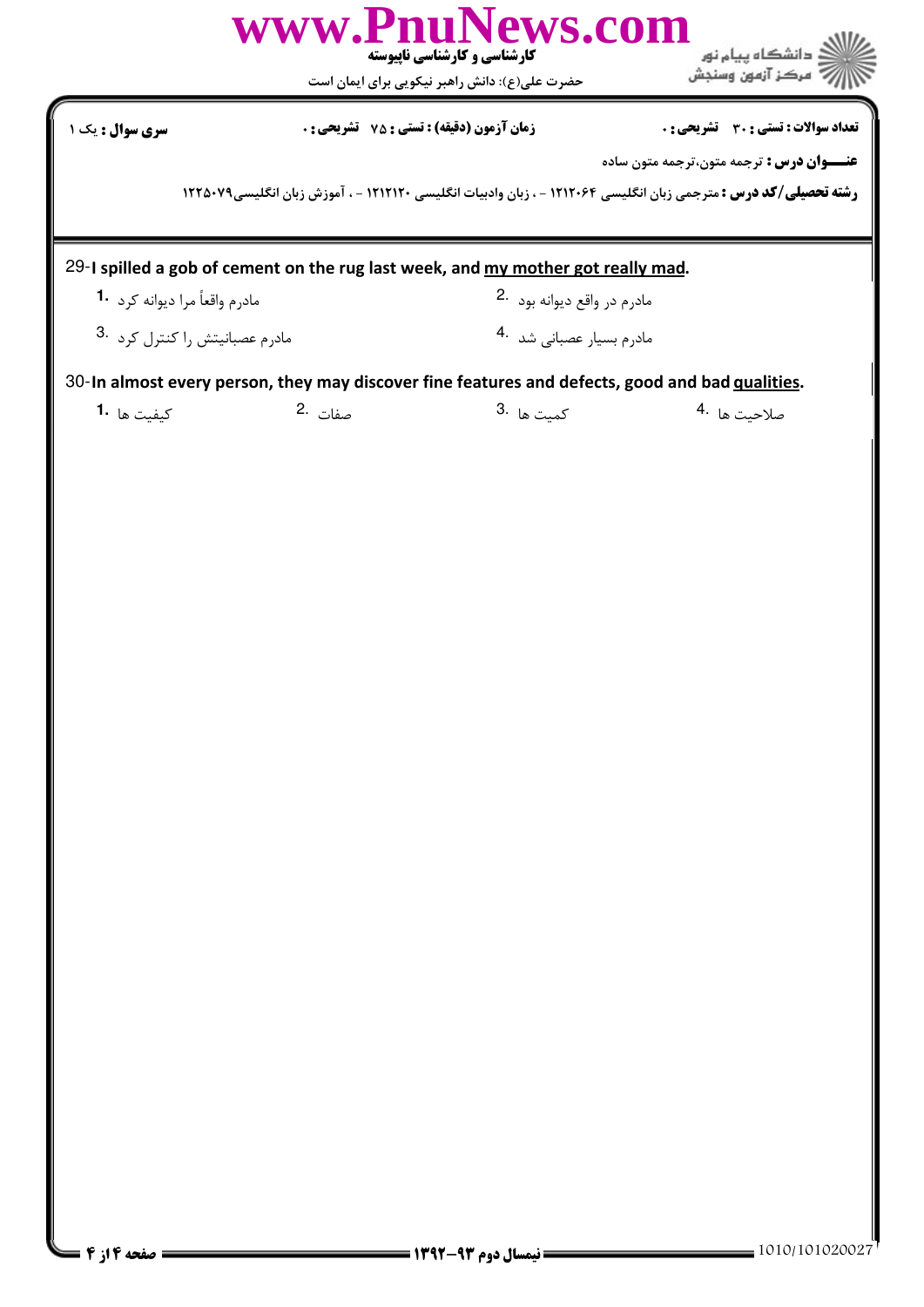29-I spilled a gob of cement on the rug last week, and <u>my mother got really mad</u>.

1. مادرم واقعاً مرا دیوانه کرد
2. مادرم در واقع دیوانه بود
3. مادرم عصبانیتش را کنترل کرد
4. مادرم بسیار عصبانی شد

30-In almost every person, they may discover fine features and defects, good and bad <u>qualities</u>.

1. کیفیت ها
2. صفات
3. کمیت ها
4. صلاحیت ها